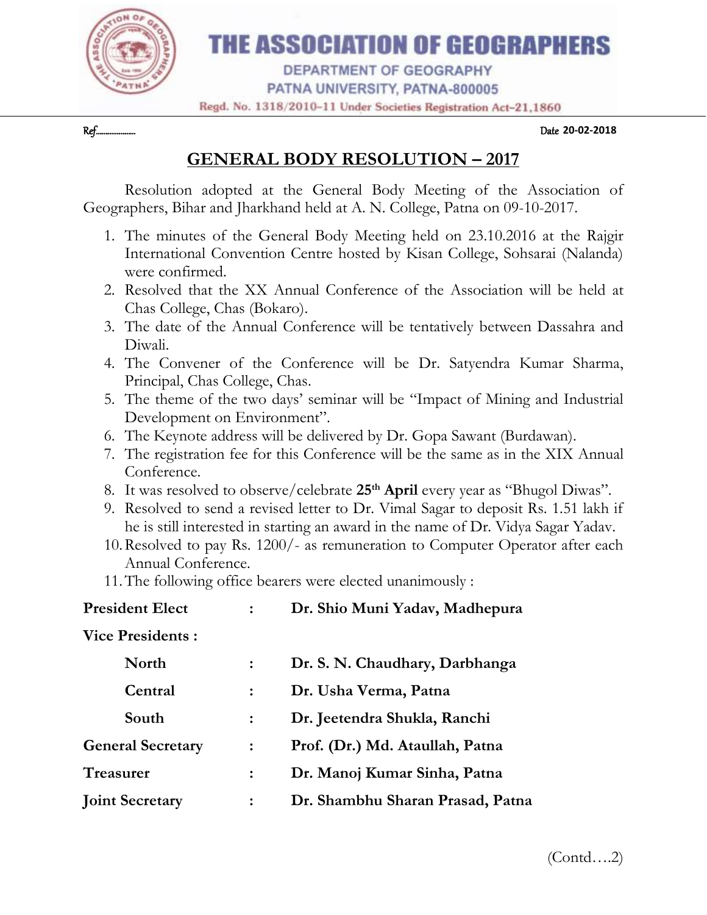# THE ASSOCIATION OF GEOGRAPHERS

DEPARTMENT OF GEOGRAPHY
PATNA UNIVERSITY, PATNA-800005
Regd. No. 1318/2010-11 Under Societies Registration Act-21,1860

Ref...................

Date 20-02-2018

## GENERAL BODY RESOLUTION – 2017

Resolution adopted at the General Body Meeting of the Association of Geographers, Bihar and Jharkhand held at A. N. College, Patna on 09-10-2017.

1. The minutes of the General Body Meeting held on 23.10.2016 at the Rajgir International Convention Centre hosted by Kisan College, Sohsarai (Nalanda) were confirmed.
2. Resolved that the XX Annual Conference of the Association will be held at Chas College, Chas (Bokaro).
3. The date of the Annual Conference will be tentatively between Dassahra and Diwali.
4. The Convener of the Conference will be Dr. Satyendra Kumar Sharma, Principal, Chas College, Chas.
5. The theme of the two days' seminar will be "Impact of Mining and Industrial Development on Environment".
6. The Keynote address will be delivered by Dr. Gopa Sawant (Burdawan).
7. The registration fee for this Conference will be the same as in the XIX Annual Conference.
8. It was resolved to observe/celebrate **25th April** every year as "Bhugol Diwas".
9. Resolved to send a revised letter to Dr. Vimal Sagar to deposit Rs. 1.51 lakh if he is still interested in starting an award in the name of Dr. Vidya Sagar Yadav.
10. Resolved to pay Rs. 1200/- as remuneration to Computer Operator after each Annual Conference.
11. The following office bearers were elected unanimously :

**President Elect** : **Dr. Shio Muni Yadav, Madhepura**

**Vice Presidents :**

- **North** : **Dr. S. N. Chaudhary, Darbhanga**
- **Central** : **Dr. Usha Verma, Patna**
- **South** : **Dr. Jeetendra Shukla, Ranchi**

**General Secretary** : **Prof. (Dr.) Md. Ataullah, Patna**

**Treasurer** : **Dr. Manoj Kumar Sinha, Patna**

**Joint Secretary** : **Dr. Shambhu Sharan Prasad, Patna**

(Contd….2)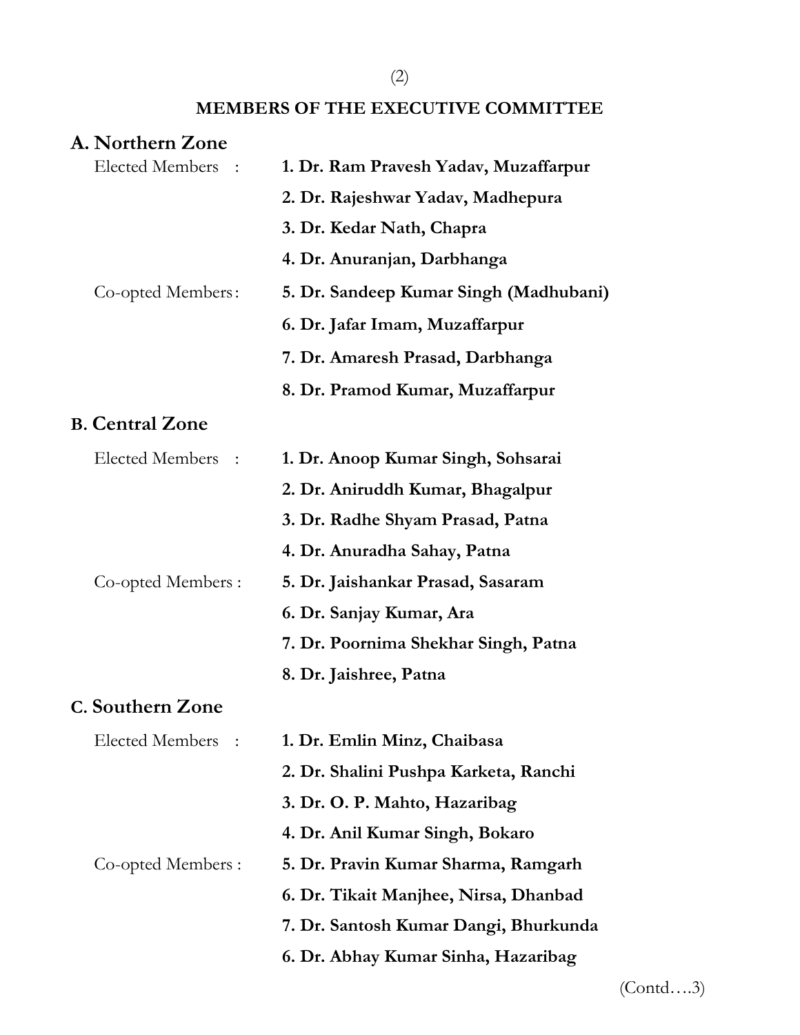## MEMBERS OF THE EXECUTIVE COMMITTEE

### A. Northern Zone

Elected Members :

**1. Dr. Ram Pravesh Yadav, Muzaffarpur**

**2. Dr. Rajeshwar Yadav, Madhepura**

**3. Dr. Kedar Nath, Chapra**

**4. Dr. Anuranjan, Darbhanga**

Co-opted Members:

**5. Dr. Sandeep Kumar Singh (Madhubani)**

**6. Dr. Jafar Imam, Muzaffarpur**

**7. Dr. Amaresh Prasad, Darbhanga**

**8. Dr. Pramod Kumar, Muzaffarpur**

### B. Central Zone

Elected Members :

**1. Dr. Anoop Kumar Singh, Sohsarai**

**2. Dr. Aniruddh Kumar, Bhagalpur**

**3. Dr. Radhe Shyam Prasad, Patna**

**4. Dr. Anuradha Sahay, Patna**

Co-opted Members :

**5. Dr. Jaishankar Prasad, Sasaram**

**6. Dr. Sanjay Kumar, Ara**

**7. Dr. Poornima Shekhar Singh, Patna**

**8. Dr. Jaishree, Patna**

### C. Southern Zone

Elected Members :

**1. Dr. Emlin Minz, Chaibasa**

**2. Dr. Shalini Pushpa Karketa, Ranchi**

**3. Dr. O. P. Mahto, Hazaribag**

**4. Dr. Anil Kumar Singh, Bokaro**

Co-opted Members :

**5. Dr. Pravin Kumar Sharma, Ramgarh**

**6. Dr. Tikait Manjhee, Nirsa, Dhanbad**

**7. Dr. Santosh Kumar Dangi, Bhurkunda**

**6. Dr. Abhay Kumar Sinha, Hazaribag**

(Contd….3)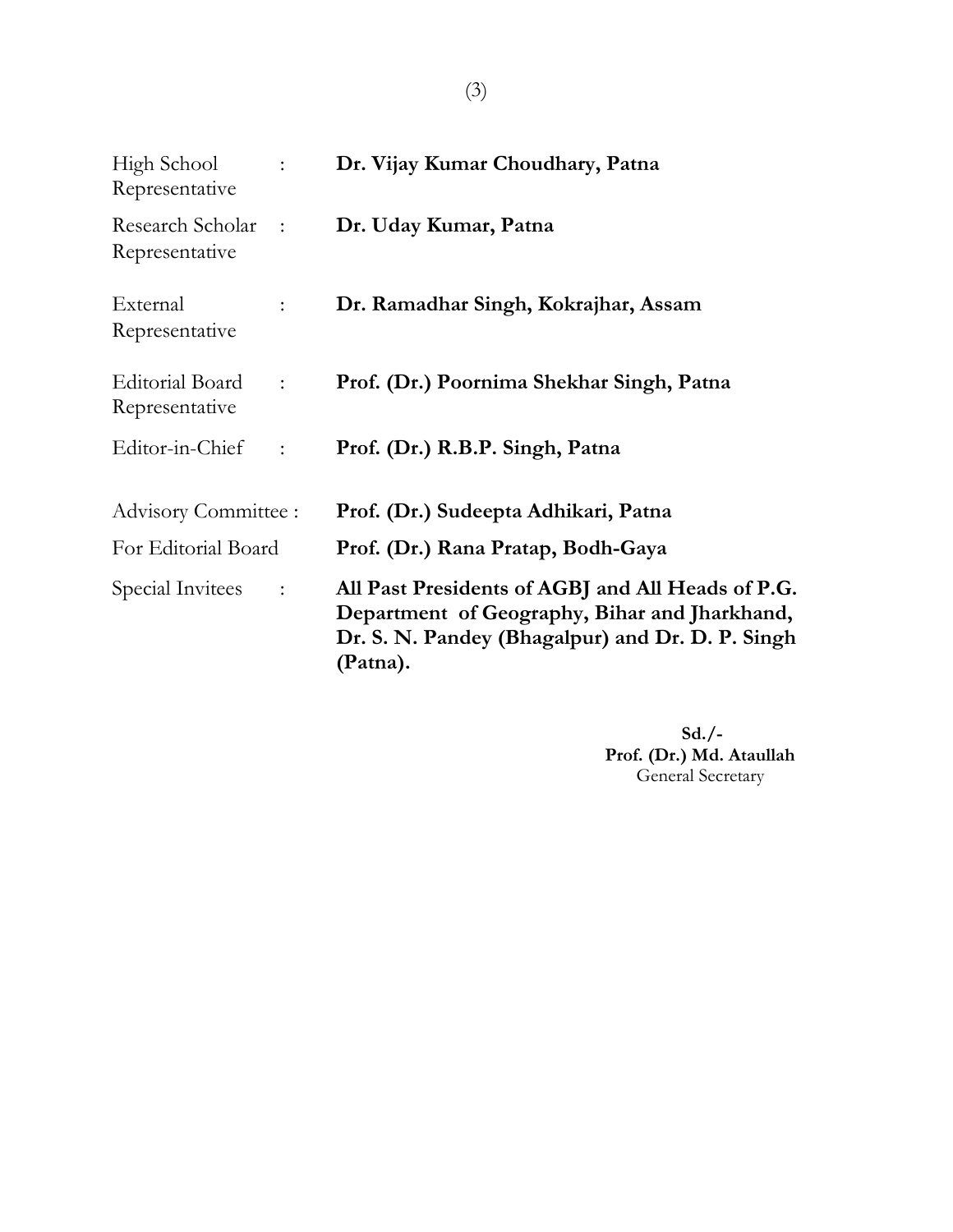| | | |
|---|---|---|
| High School Representative | : | **Dr. Vijay Kumar Choudhary, Patna** |
| Research Scholar Representative | : | **Dr. Uday Kumar, Patna** |
| External Representative | : | **Dr. Ramadhar Singh, Kokrajhar, Assam** |
| Editorial Board Representative | : | **Prof. (Dr.) Poornima Shekhar Singh, Patna** |
| Editor-in-Chief | : | **Prof. (Dr.) R.B.P. Singh, Patna** |
| Advisory Committee For Editorial Board | : | **Prof. (Dr.) Sudeepta Adhikari, Patna**<br>**Prof. (Dr.) Rana Pratap, Bodh-Gaya** |
| Special Invitees | : | **All Past Presidents of AGBJ and All Heads of P.G. Department of Geography, Bihar and Jharkhand, Dr. S. N. Pandey (Bhagalpur) and Dr. D. P. Singh (Patna).** |

**Sd./-**
**Prof. (Dr.) Md. Ataullah**
General Secretary